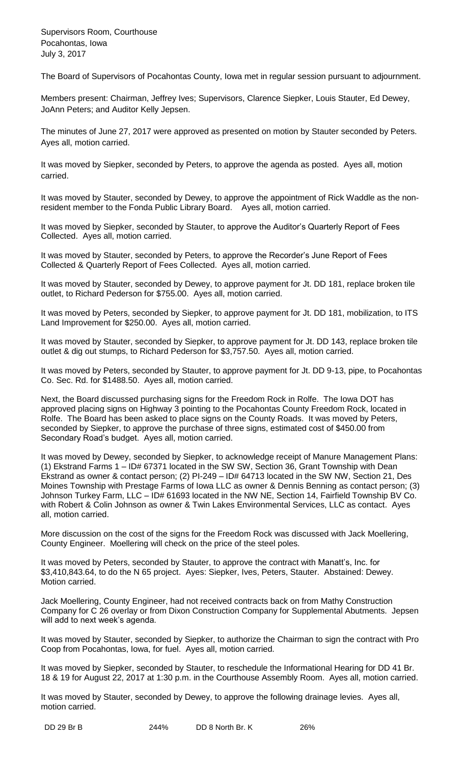Supervisors Room, Courthouse
Pocahontas, Iowa
July 3, 2017

The Board of Supervisors of Pocahontas County, Iowa met in regular session pursuant to adjournment.

Members present: Chairman, Jeffrey Ives; Supervisors, Clarence Siepker, Louis Stauter, Ed Dewey, JoAnn Peters; and Auditor Kelly Jepsen.

The minutes of June 27, 2017 were approved as presented on motion by Stauter seconded by Peters. Ayes all, motion carried.

It was moved by Siepker, seconded by Peters, to approve the agenda as posted. Ayes all, motion carried.

It was moved by Stauter, seconded by Dewey, to approve the appointment of Rick Waddle as the non-resident member to the Fonda Public Library Board. Ayes all, motion carried.

It was moved by Siepker, seconded by Stauter, to approve the Auditor's Quarterly Report of Fees Collected. Ayes all, motion carried.

It was moved by Stauter, seconded by Peters, to approve the Recorder's June Report of Fees Collected & Quarterly Report of Fees Collected. Ayes all, motion carried.

It was moved by Stauter, seconded by Dewey, to approve payment for Jt. DD 181, replace broken tile outlet, to Richard Pederson for $755.00. Ayes all, motion carried.

It was moved by Peters, seconded by Siepker, to approve payment for Jt. DD 181, mobilization, to ITS Land Improvement for $250.00. Ayes all, motion carried.

It was moved by Stauter, seconded by Siepker, to approve payment for Jt. DD 143, replace broken tile outlet & dig out stumps, to Richard Pederson for $3,757.50. Ayes all, motion carried.

It was moved by Peters, seconded by Stauter, to approve payment for Jt. DD 9-13, pipe, to Pocahontas Co. Sec. Rd. for $1488.50. Ayes all, motion carried.

Next, the Board discussed purchasing signs for the Freedom Rock in Rolfe. The Iowa DOT has approved placing signs on Highway 3 pointing to the Pocahontas County Freedom Rock, located in Rolfe. The Board has been asked to place signs on the County Roads. It was moved by Peters, seconded by Siepker, to approve the purchase of three signs, estimated cost of $450.00 from Secondary Road's budget. Ayes all, motion carried.

It was moved by Dewey, seconded by Siepker, to acknowledge receipt of Manure Management Plans: (1) Ekstrand Farms 1 – ID# 67371 located in the SW SW, Section 36, Grant Township with Dean Ekstrand as owner & contact person; (2) PI-249 – ID# 64713 located in the SW NW, Section 21, Des Moines Township with Prestage Farms of Iowa LLC as owner & Dennis Benning as contact person; (3) Johnson Turkey Farm, LLC – ID# 61693 located in the NW NE, Section 14, Fairfield Township BV Co. with Robert & Colin Johnson as owner & Twin Lakes Environmental Services, LLC as contact. Ayes all, motion carried.

More discussion on the cost of the signs for the Freedom Rock was discussed with Jack Moellering, County Engineer. Moellering will check on the price of the steel poles.

It was moved by Peters, seconded by Stauter, to approve the contract with Manatt's, Inc. for $3,410,843.64, to do the N 65 project. Ayes: Siepker, Ives, Peters, Stauter. Abstained: Dewey. Motion carried.

Jack Moellering, County Engineer, had not received contracts back on from Mathy Construction Company for C 26 overlay or from Dixon Construction Company for Supplemental Abutments. Jepsen will add to next week's agenda.

It was moved by Stauter, seconded by Siepker, to authorize the Chairman to sign the contract with Pro Coop from Pocahontas, Iowa, for fuel. Ayes all, motion carried.

It was moved by Siepker, seconded by Stauter, to reschedule the Informational Hearing for DD 41 Br. 18 & 19 for August 22, 2017 at 1:30 p.m. in the Courthouse Assembly Room. Ayes all, motion carried.

It was moved by Stauter, seconded by Dewey, to approve the following drainage levies. Ayes all, motion carried.

| | | | |
|---|---|---|---|
| DD 29 Br B | 244% | DD 8 North Br. K | 26% |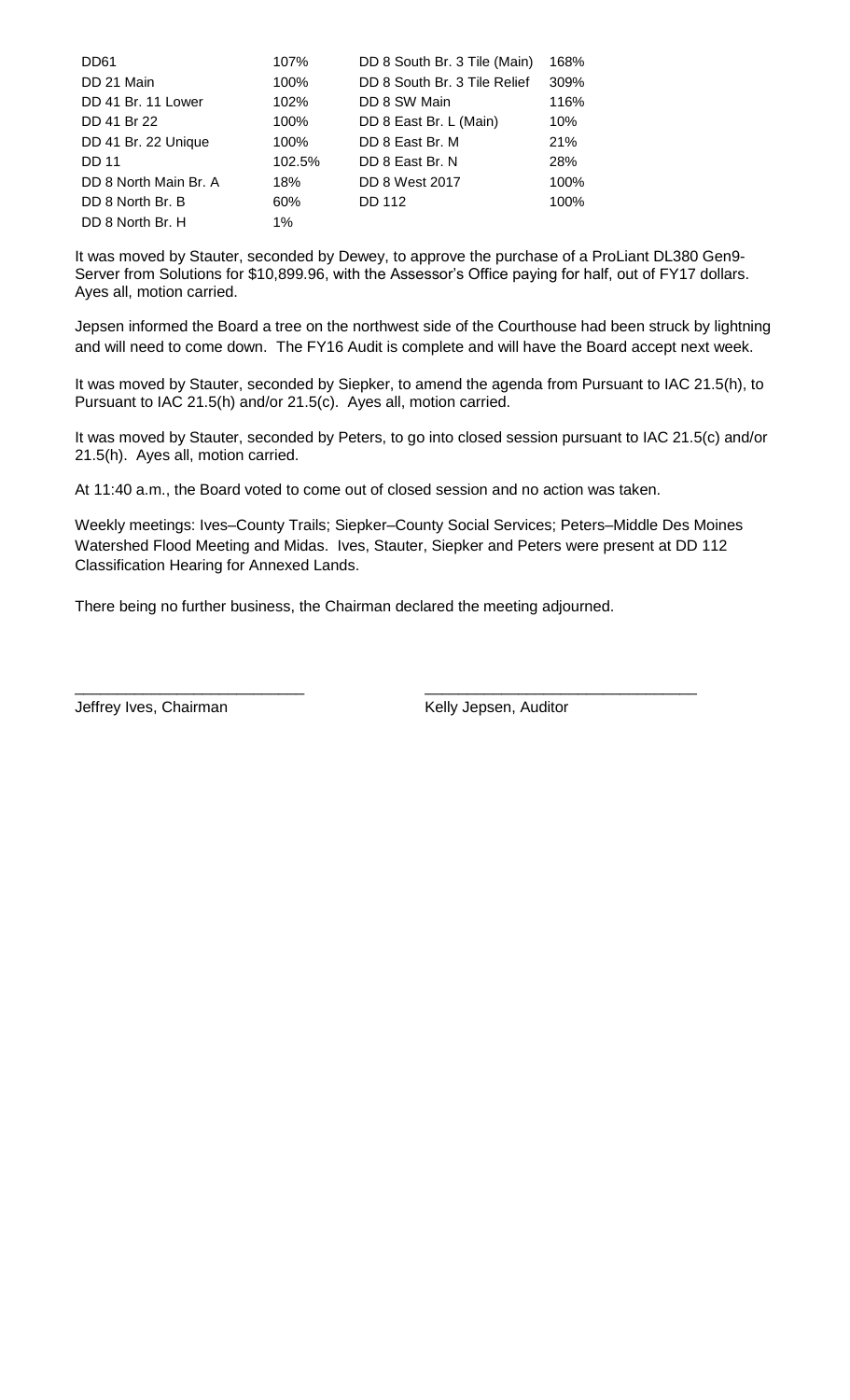| | | | |
|---|---|---|---|
| DD61 | 107% | DD 8 South Br. 3 Tile (Main) | 168% |
| DD 21 Main | 100% | DD 8 South Br. 3 Tile Relief | 309% |
| DD 41 Br. 11 Lower | 102% | DD 8 SW Main | 116% |
| DD 41 Br 22 | 100% | DD 8 East Br. L (Main) | 10% |
| DD 41 Br. 22 Unique | 100% | DD 8 East Br. M | 21% |
| DD 11 | 102.5% | DD 8 East Br. N | 28% |
| DD 8 North Main Br. A | 18% | DD 8 West 2017 | 100% |
| DD 8 North Br. B | 60% | DD 112 | 100% |
| DD 8 North Br. H | 1% | | |

It was moved by Stauter, seconded by Dewey, to approve the purchase of a ProLiant DL380 Gen9-Server from Solutions for $10,899.96, with the Assessor's Office paying for half, out of FY17 dollars. Ayes all, motion carried.

Jepsen informed the Board a tree on the northwest side of the Courthouse had been struck by lightning and will need to come down. The FY16 Audit is complete and will have the Board accept next week.

It was moved by Stauter, seconded by Siepker, to amend the agenda from Pursuant to IAC 21.5(h), to Pursuant to IAC 21.5(h) and/or 21.5(c). Ayes all, motion carried.

It was moved by Stauter, seconded by Peters, to go into closed session pursuant to IAC 21.5(c) and/or 21.5(h). Ayes all, motion carried.

At 11:40 a.m., the Board voted to come out of closed session and no action was taken.

Weekly meetings: Ives–County Trails; Siepker–County Social Services; Peters–Middle Des Moines Watershed Flood Meeting and Midas. Ives, Stauter, Siepker and Peters were present at DD 112 Classification Hearing for Annexed Lands.

There being no further business, the Chairman declared the meeting adjourned.

\_\_\_\_\_\_\_\_\_\_\_\_\_\_\_\_\_\_\_\_\_\_\_\_\_\_\_ \_\_\_\_\_\_\_\_\_\_\_\_\_\_\_\_\_\_\_\_\_\_\_\_\_\_\_\_\_\_\_\_

Jeffrey Ives, Chairman Kelly Jepsen, Auditor